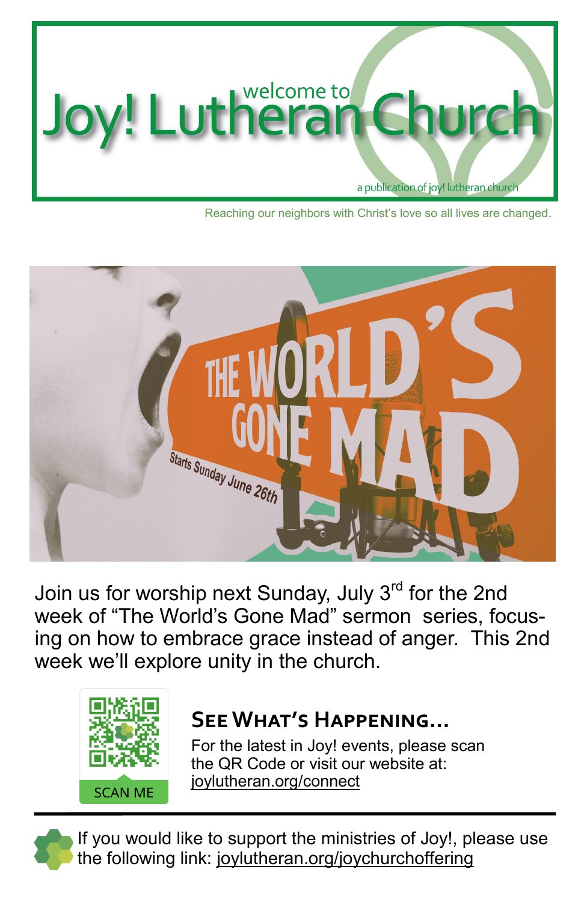# welcome to Joy! Lutheran Church

a publication of joy! lutheran church

Reaching our neighbors with Christ's love so all lives are changed.

THE WORLD'S GONE MAD

Starts Sunday June 26th

Join us for worship next Sunday, July 3rd for the 2nd week of "The World's Gone Mad" sermon series, focusing on how to embrace grace instead of anger. This 2nd week we'll explore unity in the church.

SCAN ME

## See What's Happening...

For the latest in Joy! events, please scan the QR Code or visit our website at: joylutheran.org/connect

---

If you would like to support the ministries of Joy!, please use the following link: joylutheran.org/joychurchoffering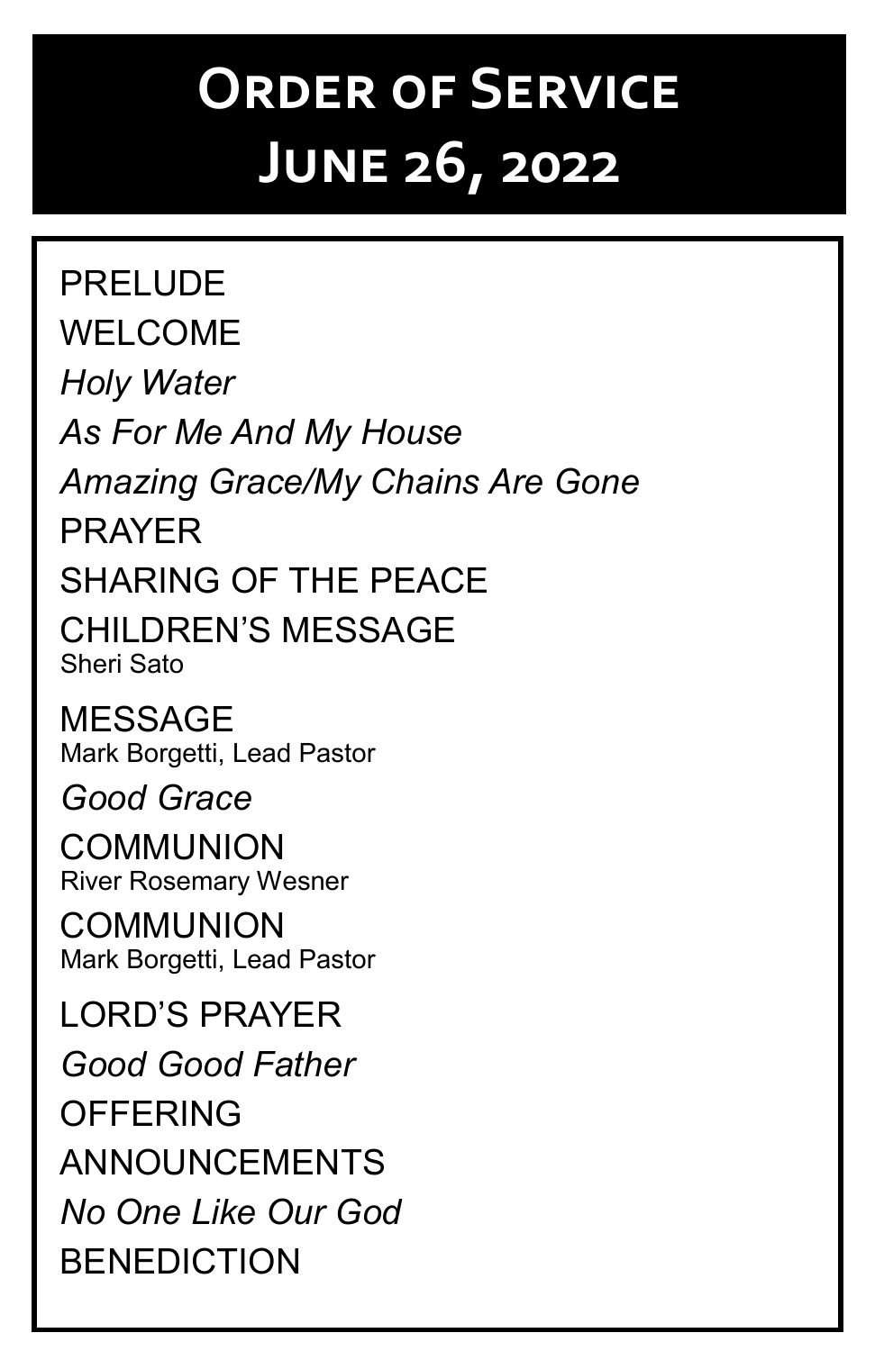# Order of Service
# June 26, 2022

PRELUDE

WELCOME

*Holy Water*

*As For Me And My House*

*Amazing Grace/My Chains Are Gone*

PRAYER

SHARING OF THE PEACE

CHILDREN'S MESSAGE
Sheri Sato

MESSAGE
Mark Borgetti, Lead Pastor

*Good Grace*

COMMUNION
River Rosemary Wesner

COMMUNION
Mark Borgetti, Lead Pastor

LORD'S PRAYER

*Good Good Father*

OFFERING

ANNOUNCEMENTS

*No One Like Our God*

BENEDICTION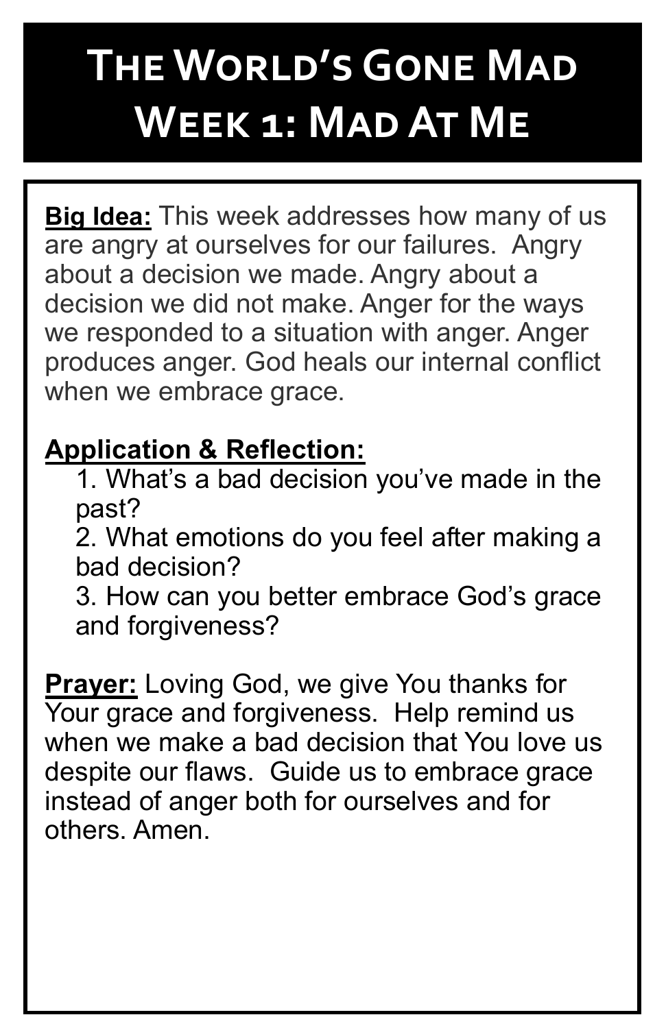# The World's Gone Mad
# Week 1: Mad At Me

**Big Idea:** This week addresses how many of us are angry at ourselves for our failures. Angry about a decision we made. Angry about a decision we did not make. Anger for the ways we responded to a situation with anger. Anger produces anger. God heals our internal conflict when we embrace grace.

**Application & Reflection:**

1. What's a bad decision you've made in the past?
2. What emotions do you feel after making a bad decision?
3. How can you better embrace God's grace and forgiveness?

**Prayer:** Loving God, we give You thanks for Your grace and forgiveness. Help remind us when we make a bad decision that You love us despite our flaws. Guide us to embrace grace instead of anger both for ourselves and for others. Amen.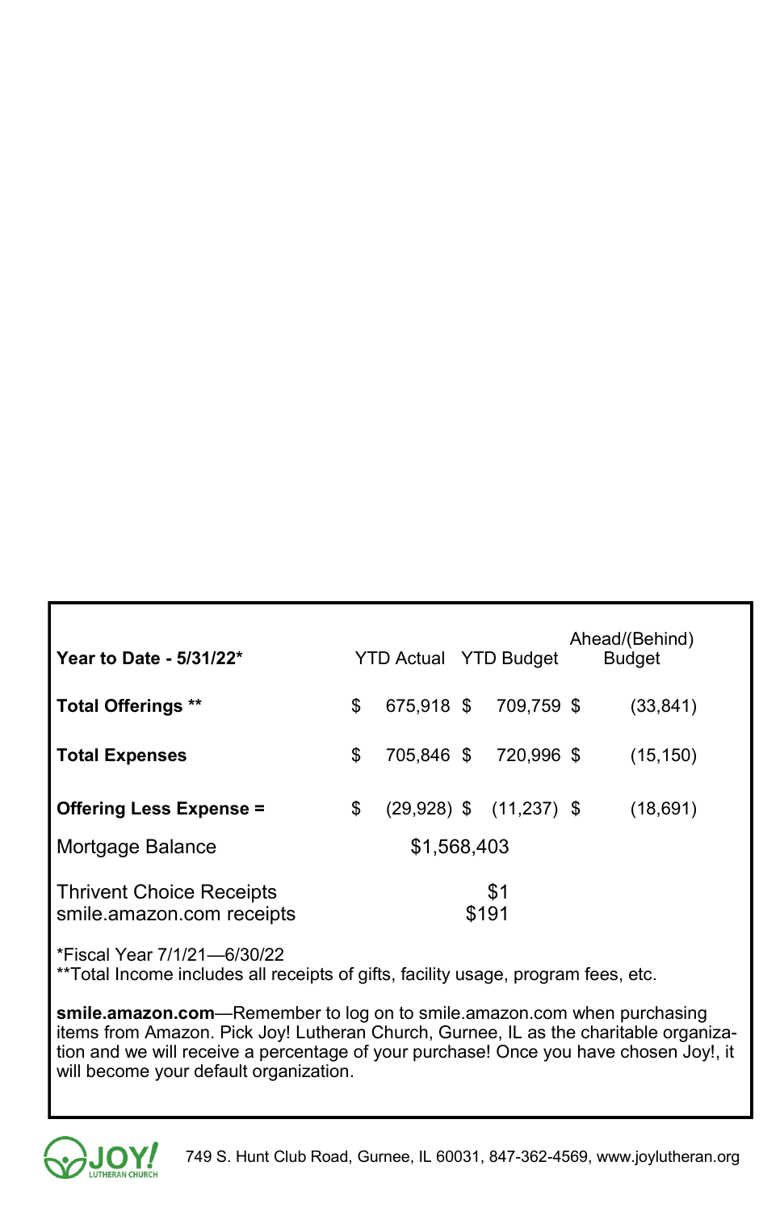| Year to Date - 5/31/22* | YTD Actual | YTD Budget | Ahead/(Behind) Budget |
|---|---|---|---|
| **Total Offerings** ** | $ 675,918 | $ 709,759 | $ (33,841) |
| **Total Expenses** | $ 705,846 | $ 720,996 | $ (15,150) |
| **Offering Less Expense =** | $ (29,928) | $ (11,237) | $ (18,691) |

Mortgage Balance $1,568,403

Thrivent Choice Receipts $1
smile.amazon.com receipts $191

*Fiscal Year 7/1/21—6/30/22
**Total Income includes all receipts of gifts, facility usage, program fees, etc.

**smile.amazon.com**—Remember to log on to smile.amazon.com when purchasing items from Amazon. Pick Joy! Lutheran Church, Gurnee, IL as the charitable organization and we will receive a percentage of your purchase! Once you have chosen Joy!, it will become your default organization.

JOY! LUTHERAN CHURCH 749 S. Hunt Club Road, Gurnee, IL 60031, 847-362-4569, www.joylutheran.org